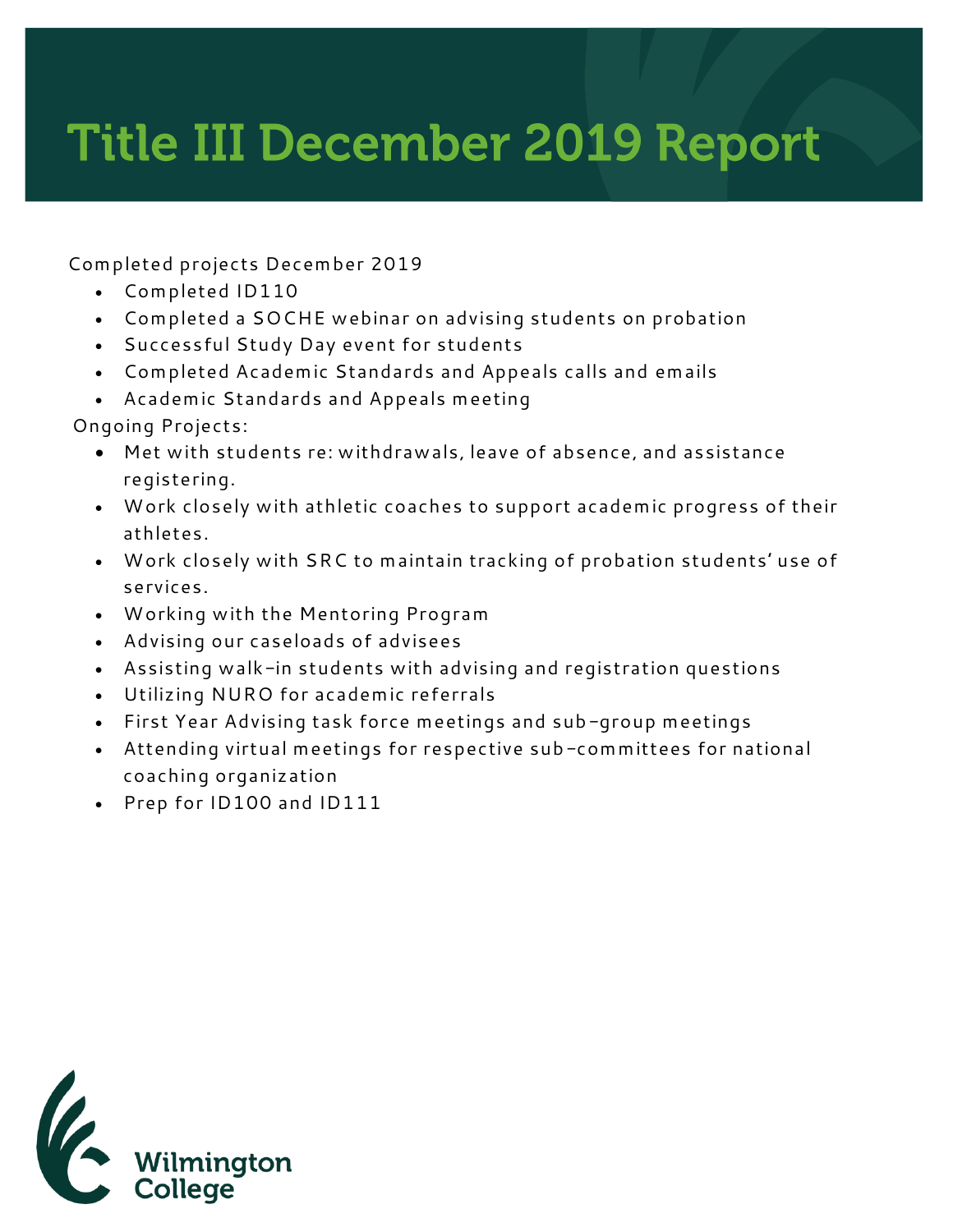# Title III December 2019 Report

Completed projects December 2019

- Completed ID110
- Completed a SOCHE webinar on advising students on probation
- Successful Study Day event for students
- Completed Academic Standards and Appeals calls and emails
- Academic Standards and Appeals meeting

Ongoing Projects:

- Met with students re: withdrawals, leave of absence, and assistance registering.
- Work closely with athletic coaches to support academic progress of their athletes.
- Work closely with SRC to maintain tracking of probation students' use of services.
- Working with the Mentoring Program
- Advising our caseloads of advisees
- Assisting walk-in students with advising and registration questions
- Utilizing NURO for academic referrals
- First Year Advising task force meetings and sub-group meetings
- Attending virtual meetings for respective sub-committees for national coaching organization
- Prep for ID100 and ID111

Wilmington College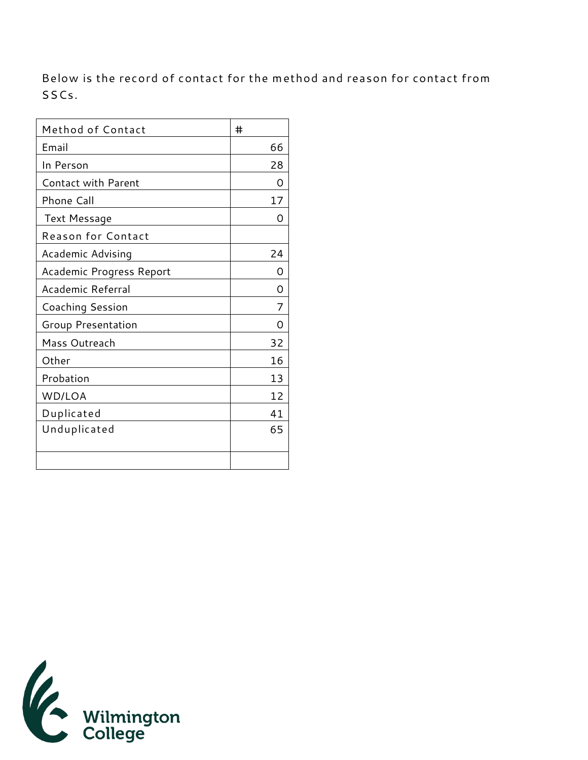Below is the record of contact for the method and reason for contact from SSCs.

| Method of Contact | # |
|---|---|
| Email | 66 |
| In Person | 28 |
| Contact with Parent | 0 |
| Phone Call | 17 |
| Text Message | 0 |
| Reason for Contact | |
| Academic Advising | 24 |
| Academic Progress Report | 0 |
| Academic Referral | 0 |
| Coaching Session | 7 |
| Group Presentation | 0 |
| Mass Outreach | 32 |
| Other | 16 |
| Probation | 13 |
| WD/LOA | 12 |
| Duplicated | 41 |
| Unduplicated | 65 |
| | |

Wilmington College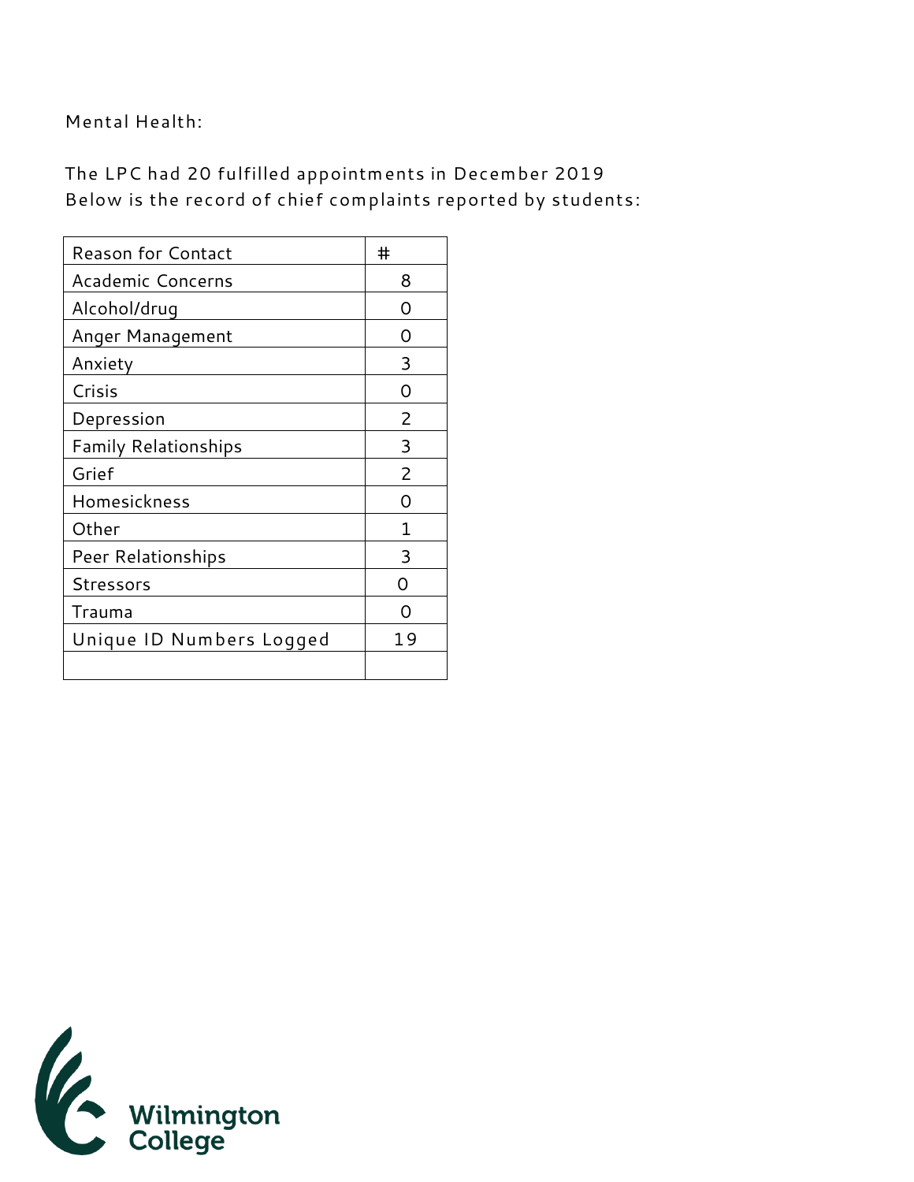Mental Health:

The LPC had 20 fulfilled appointments in December 2019
Below is the record of chief complaints reported by students:

| Reason for Contact | # |
|---|---|
| Academic Concerns | 8 |
| Alcohol/drug | 0 |
| Anger Management | 0 |
| Anxiety | 3 |
| Crisis | 0 |
| Depression | 2 |
| Family Relationships | 3 |
| Grief | 2 |
| Homesickness | 0 |
| Other | 1 |
| Peer Relationships | 3 |
| Stressors | 0 |
| Trauma | 0 |
| Unique ID Numbers Logged | 19 |
| | |

Wilmington College